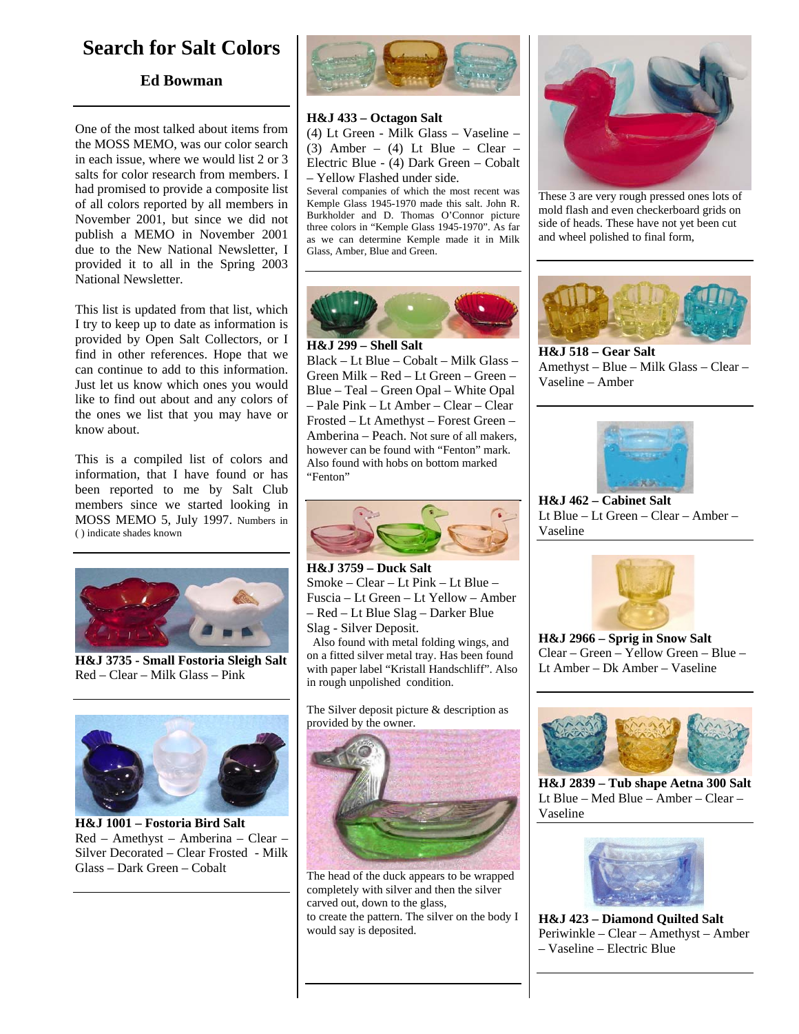# Search for Salt Colors

**Ed Bowman**

One of the most talked about items from the MOSS MEMO, was our color search in each issue, where we would list 2 or 3 salts for color research from members. I had promised to provide a composite list of all colors reported by all members in November 2001, but since we did not publish a MEMO in November 2001 due to the New National Newsletter, I provided it to all in the Spring 2003 National Newsletter.

This list is updated from that list, which I try to keep up to date as information is provided by Open Salt Collectors, or I find in other references. Hope that we can continue to add to this information. Just let us know which ones you would like to find out about and any colors of the ones we list that you may have or know about.

This is a compiled list of colors and information, that I have found or has been reported to me by Salt Club members since we started looking in MOSS MEMO 5, July 1997. Numbers in ( ) indicate shades known

**H&J 3735 - Small Fostoria Sleigh Salt**
Red – Clear – Milk Glass – Pink

**H&J 1001 – Fostoria Bird Salt**
Red – Amethyst – Amberina – Clear – Silver Decorated – Clear Frosted - Milk Glass – Dark Green – Cobalt

**H&J 433 – Octagon Salt**
(4) Lt Green - Milk Glass – Vaseline – (3) Amber – (4) Lt Blue – Clear – Electric Blue - (4) Dark Green – Cobalt – Yellow Flashed under side.

Several companies of which the most recent was Kemple Glass 1945-1970 made this salt. John R. Burkholder and D. Thomas O'Connor picture three colors in "Kemple Glass 1945-1970". As far as we can determine Kemple made it in Milk Glass, Amber, Blue and Green.

**H&J 299 – Shell Salt**
Black – Lt Blue – Cobalt – Milk Glass – Green Milk – Red – Lt Green – Green – Blue – Teal – Green Opal – White Opal – Pale Pink – Lt Amber – Clear – Clear Frosted – Lt Amethyst – Forest Green – Amberina – Peach. Not sure of all makers, however can be found with "Fenton" mark. Also found with hobs on bottom marked "Fenton"

**H&J 3759 – Duck Salt**
Smoke – Clear – Lt Pink – Lt Blue – Fuscia – Lt Green – Lt Yellow – Amber – Red – Lt Blue Slag – Darker Blue Slag - Silver Deposit.

Also found with metal folding wings, and on a fitted silver metal tray. Has been found with paper label "Kristall Handschliff". Also in rough unpolished condition.

The Silver deposit picture & description as provided by the owner.

The head of the duck appears to be wrapped completely with silver and then the silver carved out, down to the glass, to create the pattern. The silver on the body I would say is deposited.

These 3 are very rough pressed ones lots of mold flash and even checkerboard grids on side of heads. These have not yet been cut and wheel polished to final form,

**H&J 518 – Gear Salt**
Amethyst – Blue – Milk Glass – Clear – Vaseline – Amber

**H&J 462 – Cabinet Salt**
Lt Blue – Lt Green – Clear – Amber – Vaseline

**H&J 2966 – Sprig in Snow Salt**
Clear – Green – Yellow Green – Blue – Lt Amber – Dk Amber – Vaseline

**H&J 2839 – Tub shape Aetna 300 Salt**
Lt Blue – Med Blue – Amber – Clear – Vaseline

**H&J 423 – Diamond Quilted Salt**
Periwinkle – Clear – Amethyst – Amber – Vaseline – Electric Blue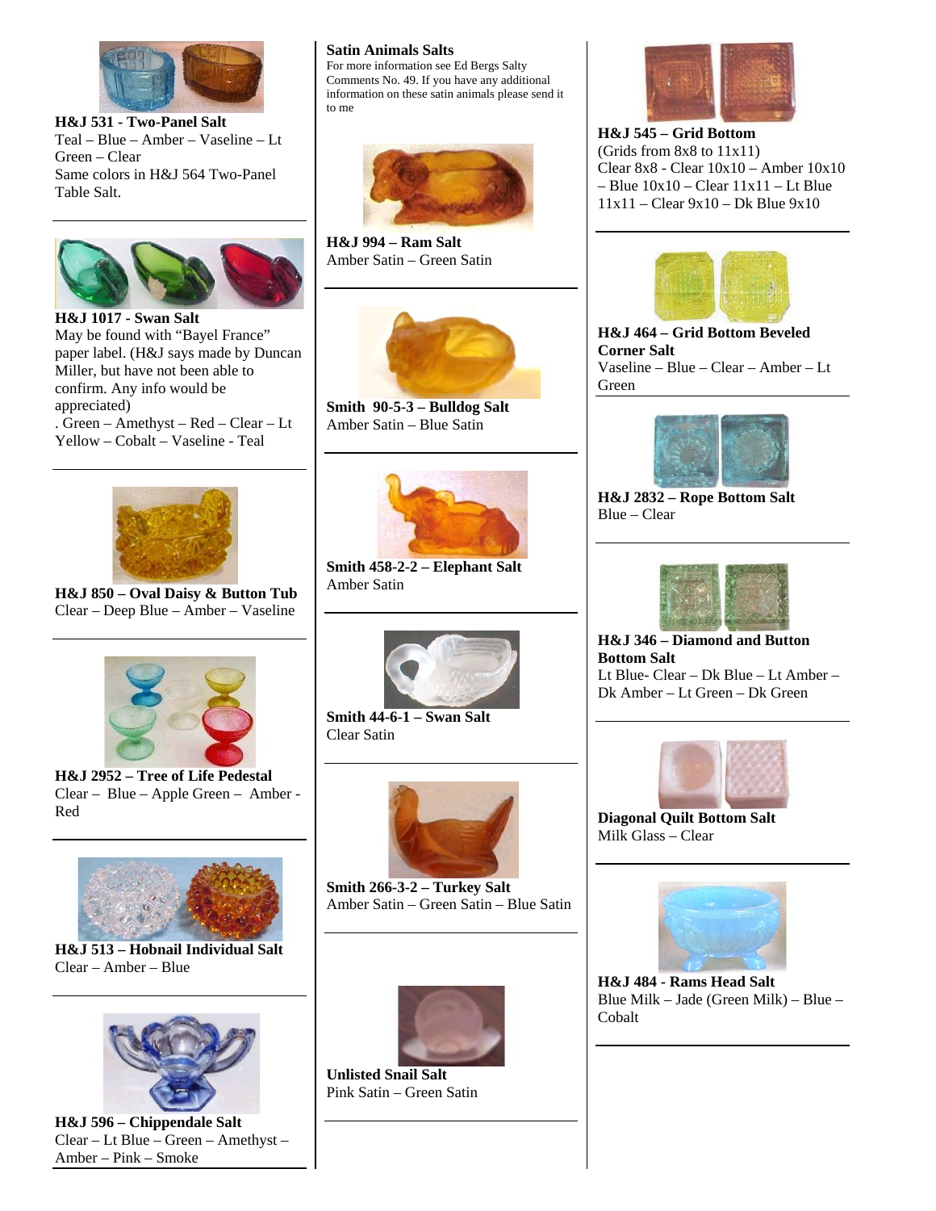**H&J 531 - Two-Panel Salt**
Teal – Blue – Amber – Vaseline – Lt Green – Clear
Same colors in H&J 564 Two-Panel Table Salt.

**H&J 1017 - Swan Salt**
May be found with "Bayel France" paper label. (H&J says made by Duncan Miller, but have not been able to confirm. Any info would be appreciated)
. Green – Amethyst – Red – Clear – Lt Yellow – Cobalt – Vaseline - Teal

**H&J 850 – Oval Daisy & Button Tub**
Clear – Deep Blue – Amber – Vaseline

**H&J 2952 – Tree of Life Pedestal**
Clear – Blue – Apple Green – Amber - Red

**H&J 513 – Hobnail Individual Salt**
Clear – Amber – Blue

**H&J 596 – Chippendale Salt**
Clear – Lt Blue – Green – Amethyst – Amber – Pink – Smoke

**Satin Animals Salts**
For more information see Ed Bergs Salty Comments No. 49. If you have any additional information on these satin animals please send it to me

**H&J 994 – Ram Salt**
Amber Satin – Green Satin

**Smith 90-5-3 – Bulldog Salt**
Amber Satin – Blue Satin

**Smith 458-2-2 – Elephant Salt**
Amber Satin

**Smith 44-6-1 – Swan Salt**
Clear Satin

**Smith 266-3-2 – Turkey Salt**
Amber Satin – Green Satin – Blue Satin

**Unlisted Snail Salt**
Pink Satin – Green Satin

**H&J 545 – Grid Bottom**
(Grids from 8x8 to 11x11)
Clear 8x8 - Clear 10x10 – Amber 10x10 – Blue 10x10 – Clear 11x11 – Lt Blue 11x11 – Clear 9x10 – Dk Blue 9x10

**H&J 464 – Grid Bottom Beveled Corner Salt**
Vaseline – Blue – Clear – Amber – Lt Green

**H&J 2832 – Rope Bottom Salt**
Blue – Clear

**H&J 346 – Diamond and Button Bottom Salt**
Lt Blue- Clear – Dk Blue – Lt Amber – Dk Amber – Lt Green – Dk Green

**Diagonal Quilt Bottom Salt**
Milk Glass – Clear

**H&J 484 - Rams Head Salt**
Blue Milk – Jade (Green Milk) – Blue – Cobalt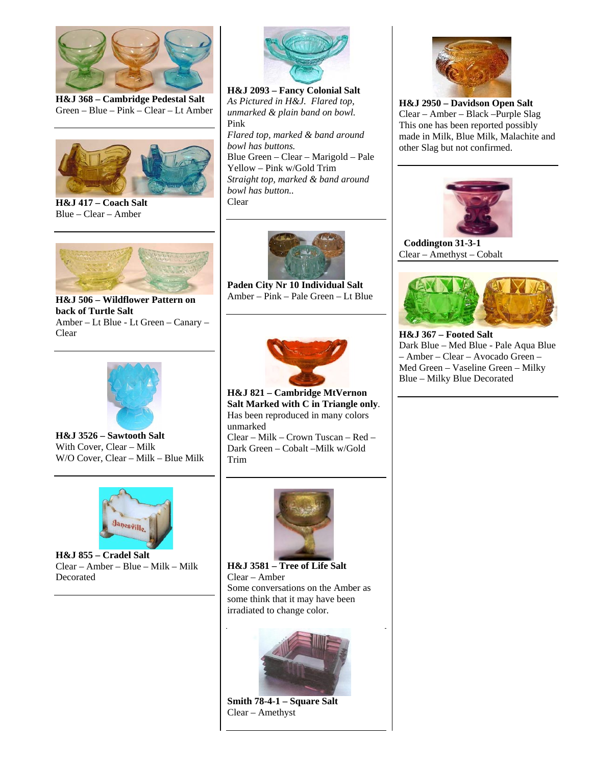**H&J 368 – Cambridge Pedestal Salt**
Green – Blue – Pink – Clear – Lt Amber

---

**H&J 417 – Coach Salt**
Blue – Clear – Amber

---

**H&J 506 – Wildflower Pattern on back of Turtle Salt**
Amber – Lt Blue - Lt Green – Canary – Clear

---

**H&J 3526 – Sawtooth Salt**
With Cover, Clear – Milk
W/O Cover, Clear – Milk – Blue Milk

---

**H&J 855 – Cradel Salt**
Clear – Amber – Blue – Milk – Milk Decorated

---

**H&J 2093 – Fancy Colonial Salt**
*As Pictured in H&J. Flared top, unmarked & plain band on bowl.*
Pink
*Flared top, marked & band around bowl has buttons.*
Blue Green – Clear – Marigold – Pale Yellow – Pink w/Gold Trim
*Straight top, marked & band around bowl has button..*
Clear

---

**Paden City Nr 10 Individual Salt**
Amber – Pink – Pale Green – Lt Blue

---

**H&J 821 – Cambridge MtVernon Salt Marked with C in Triangle only**.
Has been reproduced in many colors unmarked
Clear – Milk – Crown Tuscan – Red – Dark Green – Cobalt –Milk w/Gold Trim

---

**H&J 3581 – Tree of Life Salt**
Clear – Amber
Some conversations on the Amber as some think that it may have been irradiated to change color.

---

**Smith 78-4-1 – Square Salt**
Clear – Amethyst

---

**H&J 2950 – Davidson Open Salt**
Clear – Amber – Black –Purple Slag
This one has been reported possibly made in Milk, Blue Milk, Malachite and other Slag but not confirmed.

---

**Coddington 31-3-1**
Clear – Amethyst – Cobalt

---

**H&J 367 – Footed Salt**
Dark Blue – Med Blue - Pale Aqua Blue – Amber – Clear – Avocado Green – Med Green – Vaseline Green – Milky Blue – Milky Blue Decorated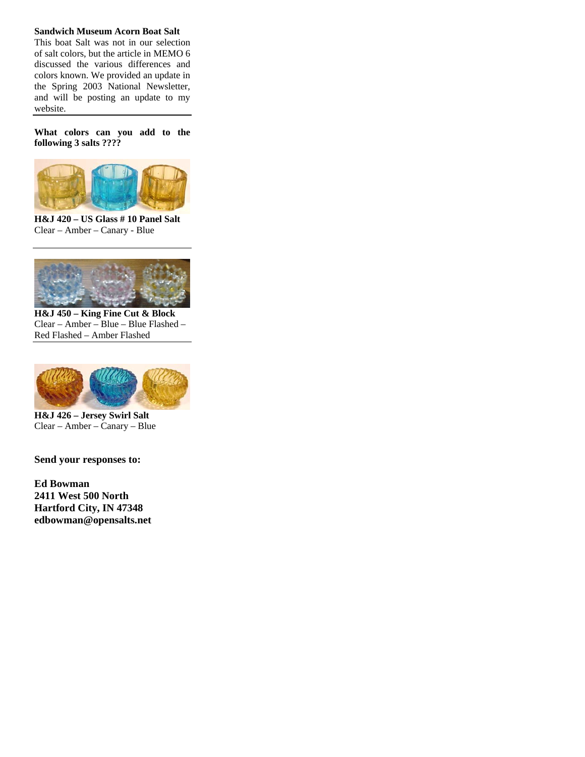**Sandwich Museum Acorn Boat Salt**

This boat Salt was not in our selection of salt colors, but the article in MEMO 6 discussed the various differences and colors known. We provided an update in the Spring 2003 National Newsletter, and will be posting an update to my website.

---

**What colors can you add to the following 3 salts ????**

**H&J 420 – US Glass # 10 Panel Salt**
Clear – Amber – Canary - Blue

---

**H&J 450 – King Fine Cut & Block**
Clear – Amber – Blue – Blue Flashed – Red Flashed – Amber Flashed

---

**H&J 426 – Jersey Swirl Salt**
Clear – Amber – Canary – Blue

**Send your responses to:**

**Ed Bowman**
**2411 West 500 North**
**Hartford City, IN 47348**
**edbowman@opensalts.net**